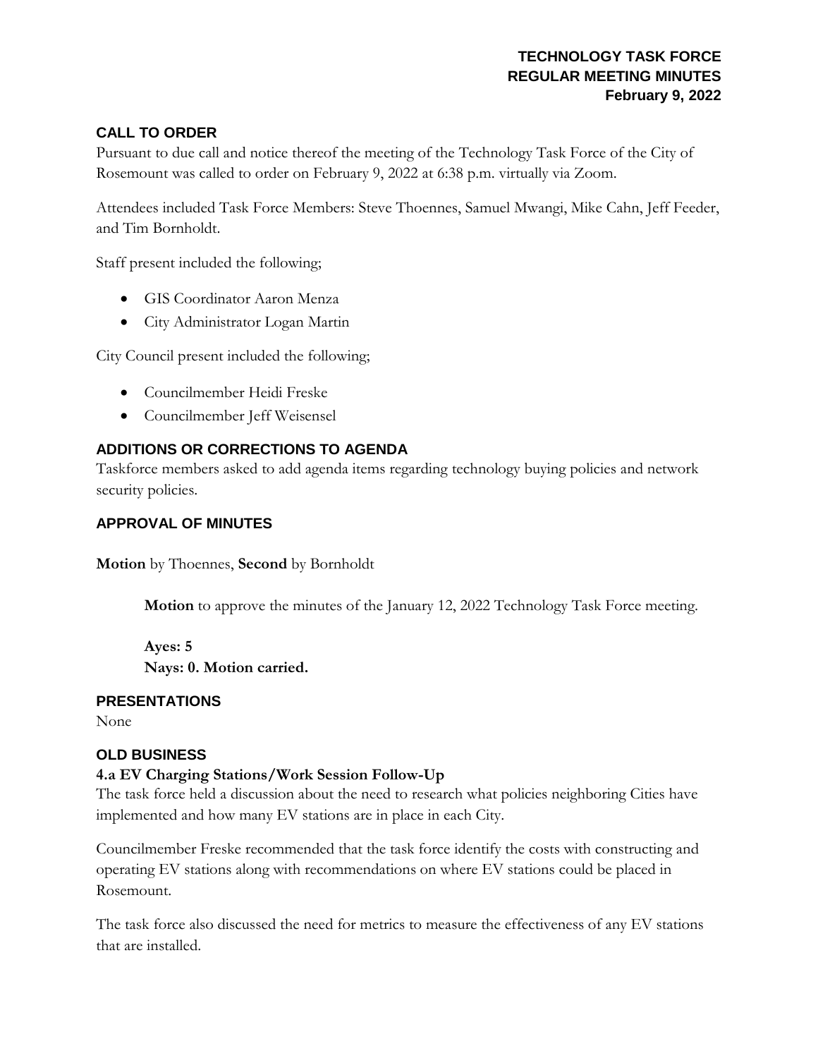# TECHNOLOGY TASK FORCE
# REGULAR MEETING MINUTES
# February 9, 2022

## CALL TO ORDER

Pursuant to due call and notice thereof the meeting of the Technology Task Force of the City of Rosemount was called to order on February 9, 2022 at 6:38 p.m. virtually via Zoom.

Attendees included Task Force Members: Steve Thoennes, Samuel Mwangi, Mike Cahn, Jeff Feeder, and Tim Bornholdt.

Staff present included the following;

- GIS Coordinator Aaron Menza
- City Administrator Logan Martin

City Council present included the following;

- Councilmember Heidi Freske
- Councilmember Jeff Weisensel

## ADDITIONS OR CORRECTIONS TO AGENDA

Taskforce members asked to add agenda items regarding technology buying policies and network security policies.

## APPROVAL OF MINUTES

**Motion** by Thoennes, **Second** by Bornholdt

> **Motion** to approve the minutes of the January 12, 2022 Technology Task Force meeting.
>
> **Ayes: 5**
> **Nays: 0. Motion carried.**

## PRESENTATIONS

None

## OLD BUSINESS

### 4.a EV Charging Stations/Work Session Follow-Up

The task force held a discussion about the need to research what policies neighboring Cities have implemented and how many EV stations are in place in each City.

Councilmember Freske recommended that the task force identify the costs with constructing and operating EV stations along with recommendations on where EV stations could be placed in Rosemount.

The task force also discussed the need for metrics to measure the effectiveness of any EV stations that are installed.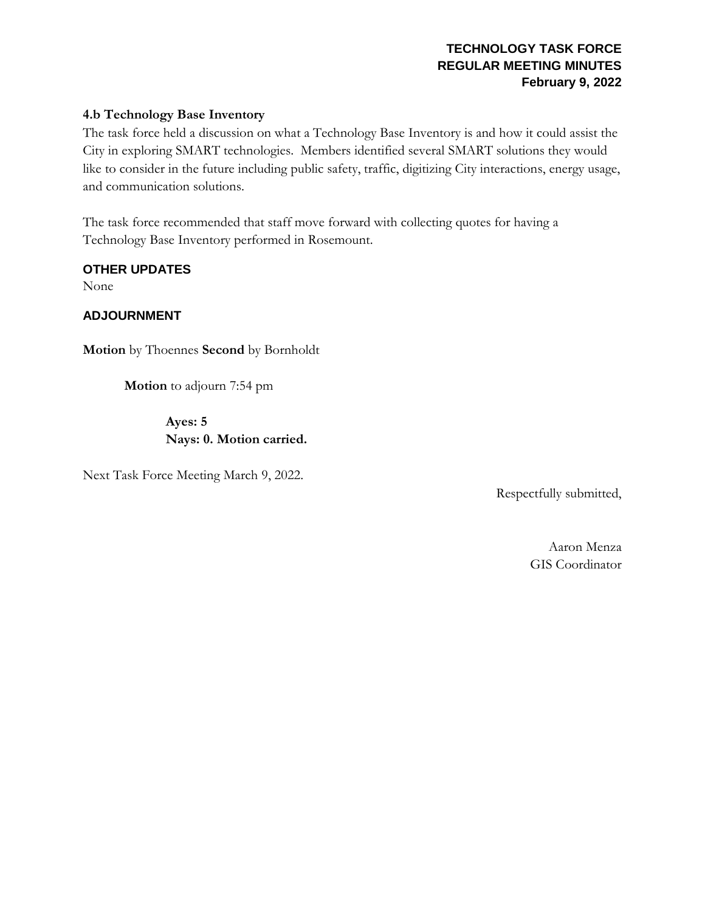**4.b Technology Base Inventory**

The task force held a discussion on what a Technology Base Inventory is and how it could assist the City in exploring SMART technologies. Members identified several SMART solutions they would like to consider in the future including public safety, traffic, digitizing City interactions, energy usage, and communication solutions.

The task force recommended that staff move forward with collecting quotes for having a Technology Base Inventory performed in Rosemount.

## OTHER UPDATES

None

## ADJOURNMENT

**Motion** by Thoennes **Second** by Bornholdt

**Motion** to adjourn 7:54 pm

**Ayes: 5**
**Nays: 0. Motion carried.**

Next Task Force Meeting March 9, 2022.

Respectfully submitted,

Aaron Menza
GIS Coordinator